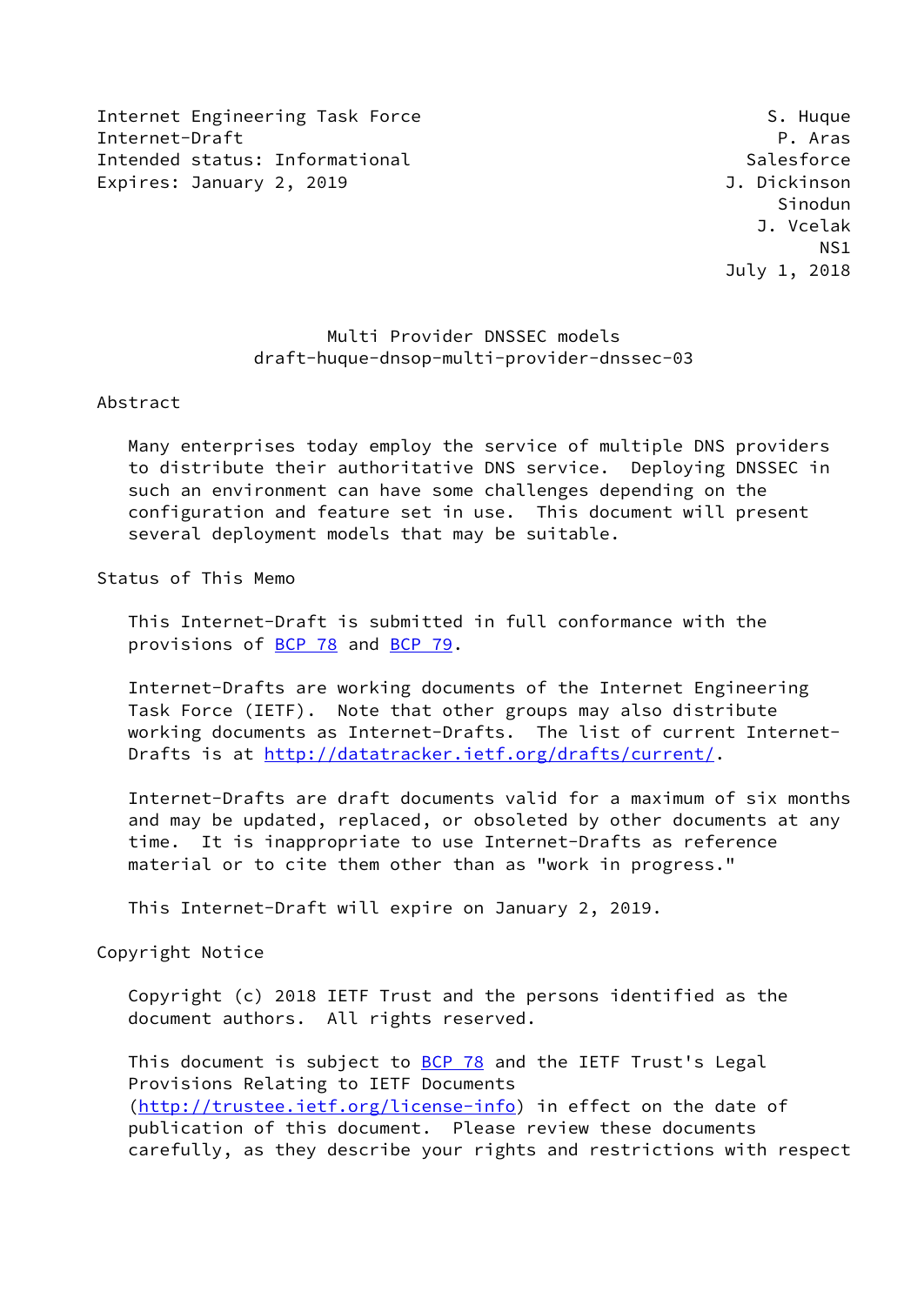Internet Engineering Task Force S. Huque
Internet-Draft P. Aras
Intended status: Informational Salesforce
Expires: January 2, 2019 J. Dickinson
Sinodun
J. Vcelak
NS1
July 1, 2018

# Multi Provider DNSSEC models
draft-huque-dnsop-multi-provider-dnssec-03

## Abstract

Many enterprises today employ the service of multiple DNS providers to distribute their authoritative DNS service. Deploying DNSSEC in such an environment can have some challenges depending on the configuration and feature set in use. This document will present several deployment models that may be suitable.

## Status of This Memo

This Internet-Draft is submitted in full conformance with the provisions of BCP 78 and BCP 79.

Internet-Drafts are working documents of the Internet Engineering Task Force (IETF). Note that other groups may also distribute working documents as Internet-Drafts. The list of current Internet-Drafts is at http://datatracker.ietf.org/drafts/current/.

Internet-Drafts are draft documents valid for a maximum of six months and may be updated, replaced, or obsoleted by other documents at any time. It is inappropriate to use Internet-Drafts as reference material or to cite them other than as "work in progress."

This Internet-Draft will expire on January 2, 2019.

## Copyright Notice

Copyright (c) 2018 IETF Trust and the persons identified as the document authors. All rights reserved.

This document is subject to BCP 78 and the IETF Trust's Legal Provisions Relating to IETF Documents (http://trustee.ietf.org/license-info) in effect on the date of publication of this document. Please review these documents carefully, as they describe your rights and restrictions with respect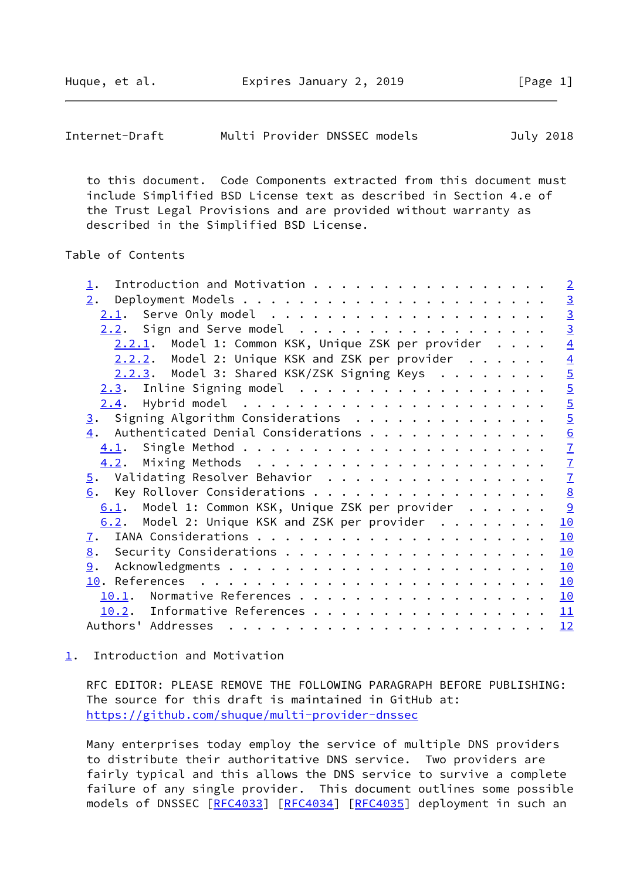to this document. Code Components extracted from this document must include Simplified BSD License text as described in Section 4.e of the Trust Legal Provisions and are provided without warranty as described in the Simplified BSD License.

## Table of Contents

- 1. Introduction and Motivation . . . . . . . . . . . . . . . . . 2
- 2. Deployment Models . . . . . . . . . . . . . . . . . . . . . 3
  - 2.1. Serve Only model . . . . . . . . . . . . . . . . . . . 3
  - 2.2. Sign and Serve model . . . . . . . . . . . . . . . . . 3
    - 2.2.1. Model 1: Common KSK, Unique ZSK per provider . . . . 4
    - 2.2.2. Model 2: Unique KSK and ZSK per provider . . . . . . 4
    - 2.2.3. Model 3: Shared KSK/ZSK Signing Keys . . . . . . . . 5
  - 2.3. Inline Signing model . . . . . . . . . . . . . . . . . 5
  - 2.4. Hybrid model . . . . . . . . . . . . . . . . . . . . . 5
- 3. Signing Algorithm Considerations . . . . . . . . . . . . . . 5
- 4. Authenticated Denial Considerations . . . . . . . . . . . . 6
  - 4.1. Single Method . . . . . . . . . . . . . . . . . . . . . 7
  - 4.2. Mixing Methods . . . . . . . . . . . . . . . . . . . . 7
- 5. Validating Resolver Behavior . . . . . . . . . . . . . . . . 7
- 6. Key Rollover Considerations . . . . . . . . . . . . . . . . 8
  - 6.1. Model 1: Common KSK, Unique ZSK per provider . . . . . . 9
  - 6.2. Model 2: Unique KSK and ZSK per provider . . . . . . . . 10
- 7. IANA Considerations . . . . . . . . . . . . . . . . . . . . 10
- 8. Security Considerations . . . . . . . . . . . . . . . . . . 10
- 9. Acknowledgments . . . . . . . . . . . . . . . . . . . . . . 10
- 10. References . . . . . . . . . . . . . . . . . . . . . . . . 10
  - 10.1. Normative References . . . . . . . . . . . . . . . . . 10
  - 10.2. Informative References . . . . . . . . . . . . . . . . 11
- Authors' Addresses . . . . . . . . . . . . . . . . . . . . . . 12

## 1. Introduction and Motivation

RFC EDITOR: PLEASE REMOVE THE FOLLOWING PARAGRAPH BEFORE PUBLISHING: The source for this draft is maintained in GitHub at: https://github.com/shuque/multi-provider-dnssec

Many enterprises today employ the service of multiple DNS providers to distribute their authoritative DNS service. Two providers are fairly typical and this allows the DNS service to survive a complete failure of any single provider. This document outlines some possible models of DNSSEC [RFC4033] [RFC4034] [RFC4035] deployment in such an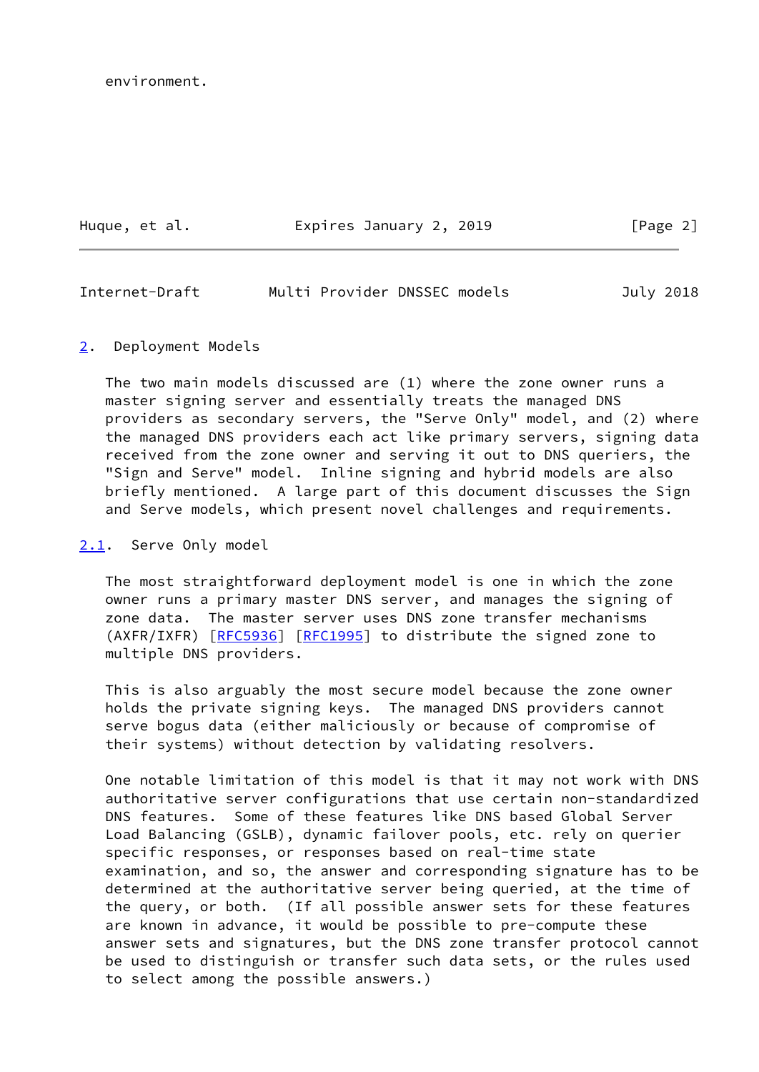environment.

## 2. Deployment Models

The two main models discussed are (1) where the zone owner runs a master signing server and essentially treats the managed DNS providers as secondary servers, the "Serve Only" model, and (2) where the managed DNS providers each act like primary servers, signing data received from the zone owner and serving it out to DNS queriers, the "Sign and Serve" model. Inline signing and hybrid models are also briefly mentioned. A large part of this document discusses the Sign and Serve models, which present novel challenges and requirements.

### 2.1. Serve Only model

The most straightforward deployment model is one in which the zone owner runs a primary master DNS server, and manages the signing of zone data. The master server uses DNS zone transfer mechanisms (AXFR/IXFR) [RFC5936] [RFC1995] to distribute the signed zone to multiple DNS providers.

This is also arguably the most secure model because the zone owner holds the private signing keys. The managed DNS providers cannot serve bogus data (either maliciously or because of compromise of their systems) without detection by validating resolvers.

One notable limitation of this model is that it may not work with DNS authoritative server configurations that use certain non-standardized DNS features. Some of these features like DNS based Global Server Load Balancing (GSLB), dynamic failover pools, etc. rely on querier specific responses, or responses based on real-time state examination, and so, the answer and corresponding signature has to be determined at the authoritative server being queried, at the time of the query, or both. (If all possible answer sets for these features are known in advance, it would be possible to pre-compute these answer sets and signatures, but the DNS zone transfer protocol cannot be used to distinguish or transfer such data sets, or the rules used to select among the possible answers.)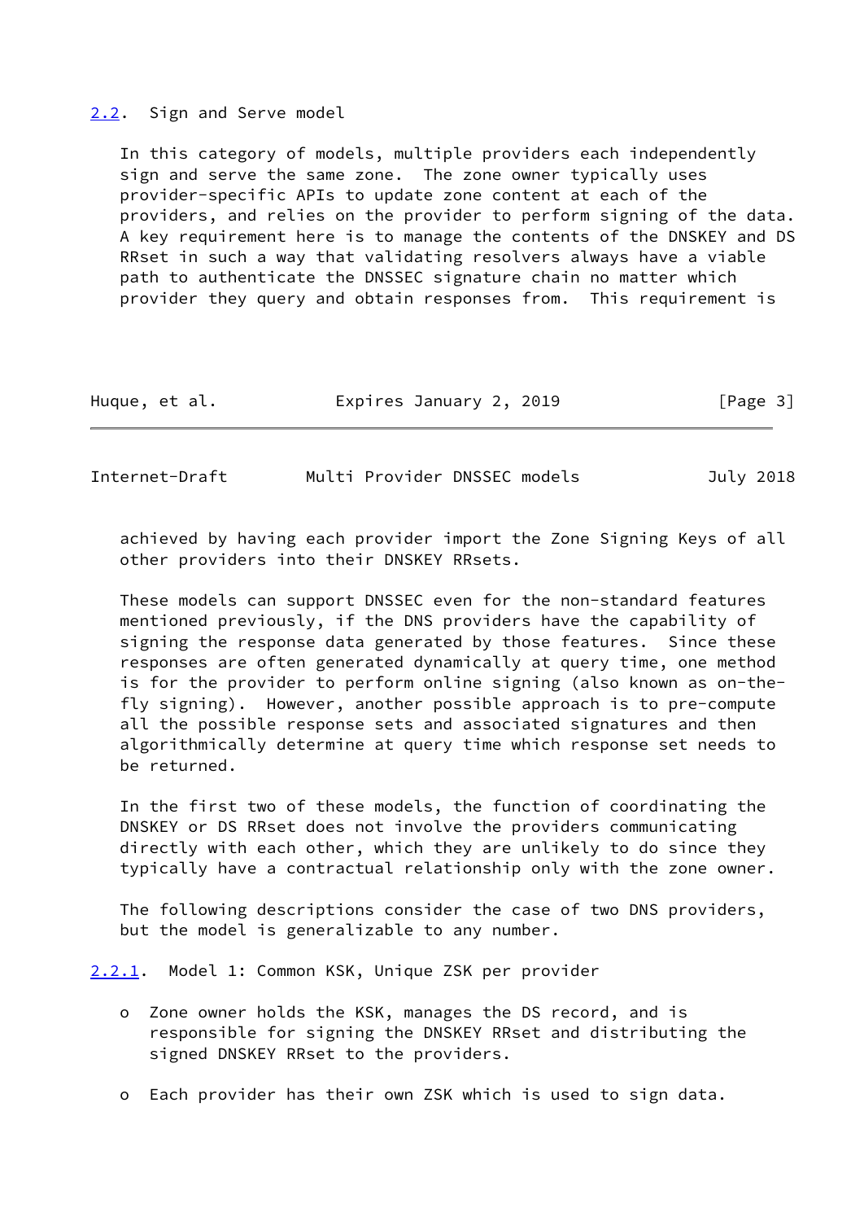### 2.2. Sign and Serve model

In this category of models, multiple providers each independently sign and serve the same zone. The zone owner typically uses provider-specific APIs to update zone content at each of the providers, and relies on the provider to perform signing of the data. A key requirement here is to manage the contents of the DNSKEY and DS RRset in such a way that validating resolvers always have a viable path to authenticate the DNSSEC signature chain no matter which provider they query and obtain responses from. This requirement is achieved by having each provider import the Zone Signing Keys of all other providers into their DNSKEY RRsets.

These models can support DNSSEC even for the non-standard features mentioned previously, if the DNS providers have the capability of signing the response data generated by those features. Since these responses are often generated dynamically at query time, one method is for the provider to perform online signing (also known as on-the-fly signing). However, another possible approach is to pre-compute all the possible response sets and associated signatures and then algorithmically determine at query time which response set needs to be returned.

In the first two of these models, the function of coordinating the DNSKEY or DS RRset does not involve the providers communicating directly with each other, which they are unlikely to do since they typically have a contractual relationship only with the zone owner.

The following descriptions consider the case of two DNS providers, but the model is generalizable to any number.

#### 2.2.1. Model 1: Common KSK, Unique ZSK per provider

- Zone owner holds the KSK, manages the DS record, and is responsible for signing the DNSKEY RRset and distributing the signed DNSKEY RRset to the providers.

- Each provider has their own ZSK which is used to sign data.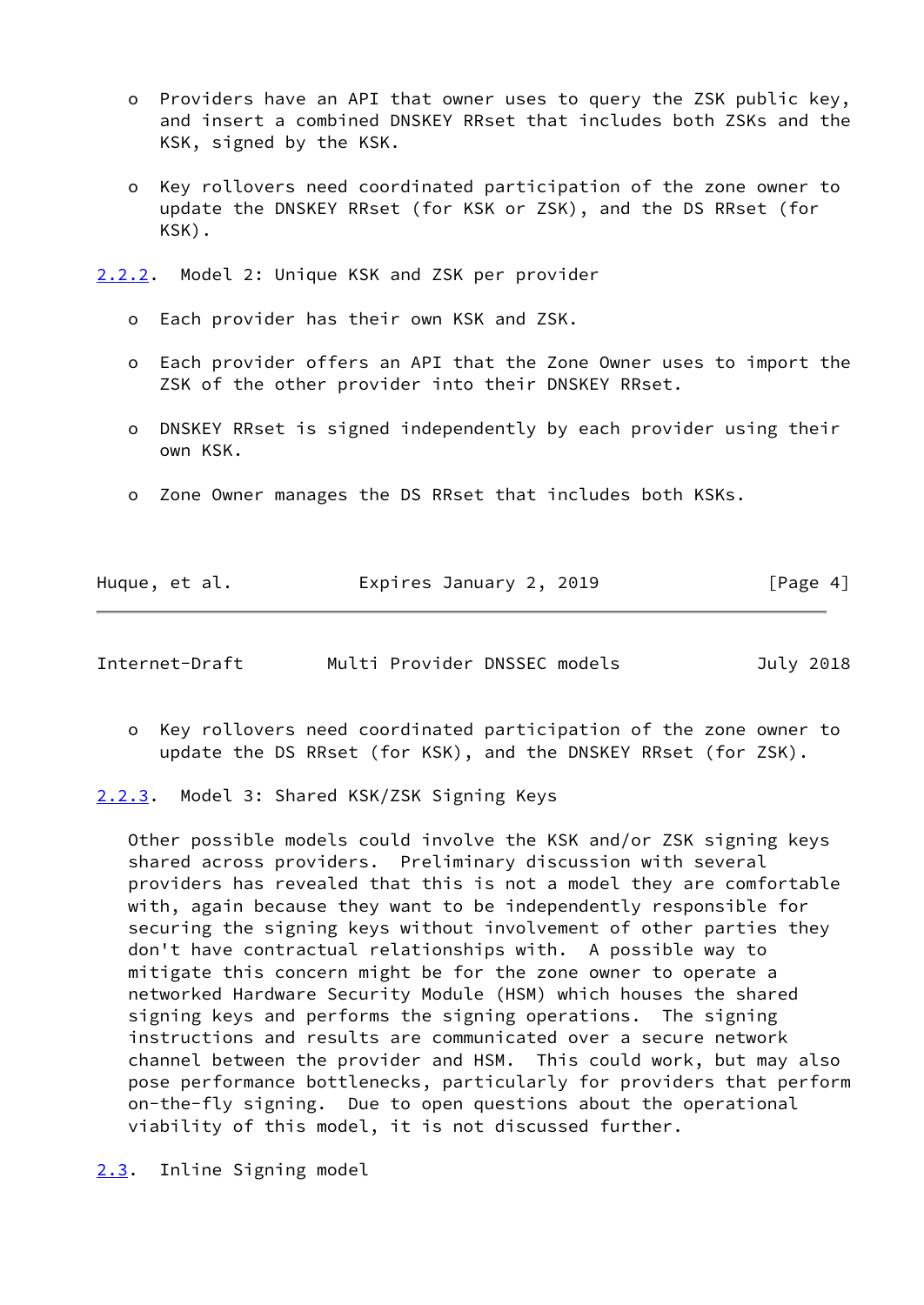- Providers have an API that owner uses to query the ZSK public key, and insert a combined DNSKEY RRset that includes both ZSKs and the KSK, signed by the KSK.

- Key rollovers need coordinated participation of the zone owner to update the DNSKEY RRset (for KSK or ZSK), and the DS RRset (for KSK).

### 2.2.2. Model 2: Unique KSK and ZSK per provider

- Each provider has their own KSK and ZSK.

- Each provider offers an API that the Zone Owner uses to import the ZSK of the other provider into their DNSKEY RRset.

- DNSKEY RRset is signed independently by each provider using their own KSK.

- Zone Owner manages the DS RRset that includes both KSKs.

- Key rollovers need coordinated participation of the zone owner to update the DS RRset (for KSK), and the DNSKEY RRset (for ZSK).

### 2.2.3. Model 3: Shared KSK/ZSK Signing Keys

Other possible models could involve the KSK and/or ZSK signing keys shared across providers. Preliminary discussion with several providers has revealed that this is not a model they are comfortable with, again because they want to be independently responsible for securing the signing keys without involvement of other parties they don't have contractual relationships with. A possible way to mitigate this concern might be for the zone owner to operate a networked Hardware Security Module (HSM) which houses the shared signing keys and performs the signing operations. The signing instructions and results are communicated over a secure network channel between the provider and HSM. This could work, but may also pose performance bottlenecks, particularly for providers that perform on-the-fly signing. Due to open questions about the operational viability of this model, it is not discussed further.

## 2.3. Inline Signing model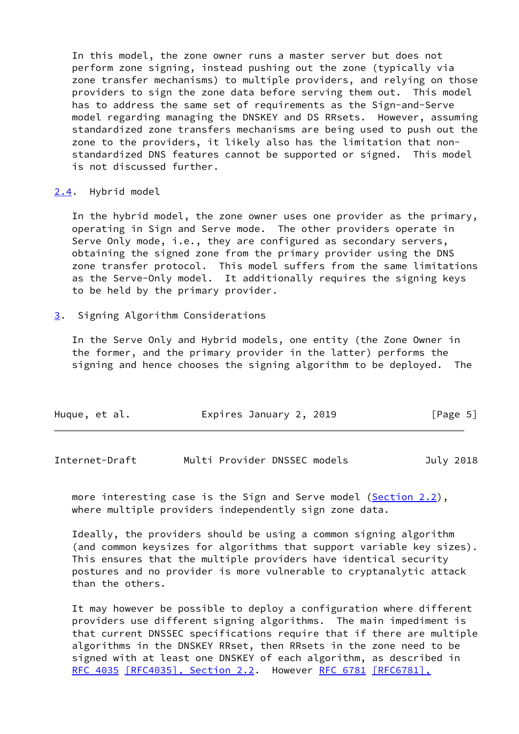In this model, the zone owner runs a master server but does not perform zone signing, instead pushing out the zone (typically via zone transfer mechanisms) to multiple providers, and relying on those providers to sign the zone data before serving them out. This model has to address the same set of requirements as the Sign-and-Serve model regarding managing the DNSKEY and DS RRsets. However, assuming standardized zone transfers mechanisms are being used to push out the zone to the providers, it likely also has the limitation that non-standardized DNS features cannot be supported or signed. This model is not discussed further.

### 2.4. Hybrid model

In the hybrid model, the zone owner uses one provider as the primary, operating in Sign and Serve mode. The other providers operate in Serve Only mode, i.e., they are configured as secondary servers, obtaining the signed zone from the primary provider using the DNS zone transfer protocol. This model suffers from the same limitations as the Serve-Only model. It additionally requires the signing keys to be held by the primary provider.

## 3. Signing Algorithm Considerations

In the Serve Only and Hybrid models, one entity (the Zone Owner in the former, and the primary provider in the latter) performs the signing and hence chooses the signing algorithm to be deployed. The more interesting case is the Sign and Serve model (Section 2.2), where multiple providers independently sign zone data.

Ideally, the providers should be using a common signing algorithm (and common keysizes for algorithms that support variable key sizes). This ensures that the multiple providers have identical security postures and no provider is more vulnerable to cryptanalytic attack than the others.

It may however be possible to deploy a configuration where different providers use different signing algorithms. The main impediment is that current DNSSEC specifications require that if there are multiple algorithms in the DNSKEY RRset, then RRsets in the zone need to be signed with at least one DNSKEY of each algorithm, as described in RFC 4035 [RFC4035], Section 2.2. However RFC 6781 [RFC6781],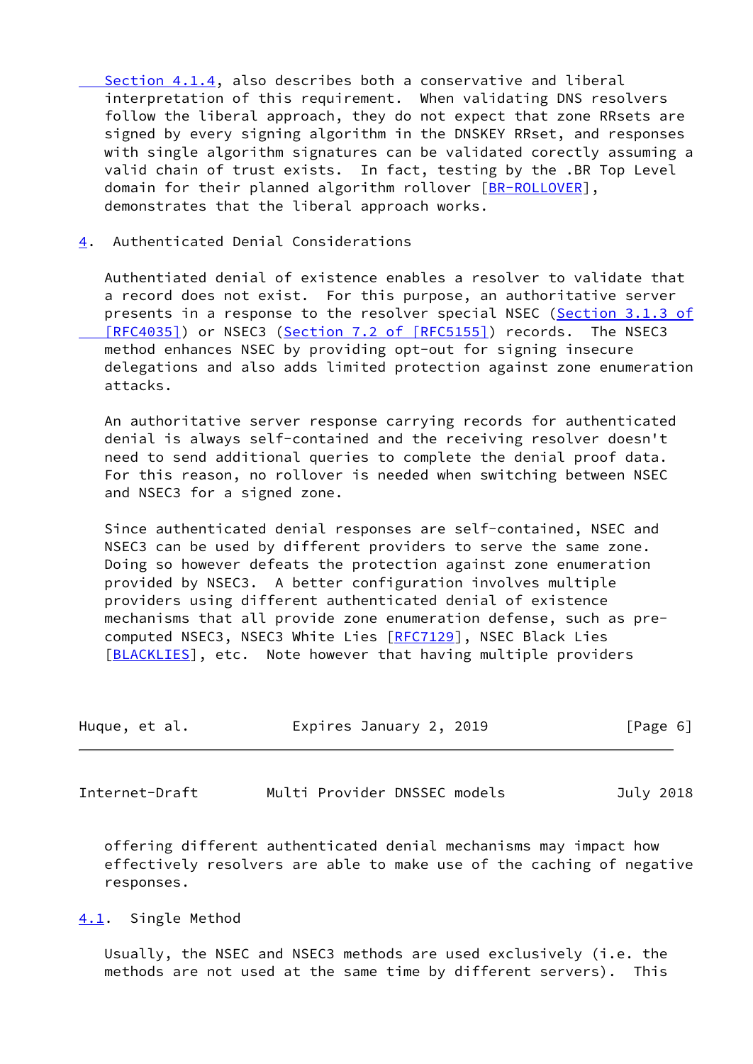Section 4.1.4, also describes both a conservative and liberal interpretation of this requirement. When validating DNS resolvers follow the liberal approach, they do not expect that zone RRsets are signed by every signing algorithm in the DNSKEY RRset, and responses with single algorithm signatures can be validated corectly assuming a valid chain of trust exists. In fact, testing by the .BR Top Level domain for their planned algorithm rollover [BR-ROLLOVER], demonstrates that the liberal approach works.

## 4. Authenticated Denial Considerations

Authenticated denial of existence enables a resolver to validate that a record does not exist. For this purpose, an authoritative server presents in a response to the resolver special NSEC (Section 3.1.3 of [RFC4035]) or NSEC3 (Section 7.2 of [RFC5155]) records. The NSEC3 method enhances NSEC by providing opt-out for signing insecure delegations and also adds limited protection against zone enumeration attacks.

An authoritative server response carrying records for authenticated denial is always self-contained and the receiving resolver doesn't need to send additional queries to complete the denial proof data. For this reason, no rollover is needed when switching between NSEC and NSEC3 for a signed zone.

Since authenticated denial responses are self-contained, NSEC and NSEC3 can be used by different providers to serve the same zone. Doing so however defeats the protection against zone enumeration provided by NSEC3. A better configuration involves multiple providers using different authenticated denial of existence mechanisms that all provide zone enumeration defense, such as pre-computed NSEC3, NSEC3 White Lies [RFC7129], NSEC Black Lies [BLACKLIES], etc. Note however that having multiple providers offering different authenticated denial mechanisms may impact how effectively resolvers are able to make use of the caching of negative responses.

### 4.1. Single Method

Usually, the NSEC and NSEC3 methods are used exclusively (i.e. the methods are not used at the same time by different servers). This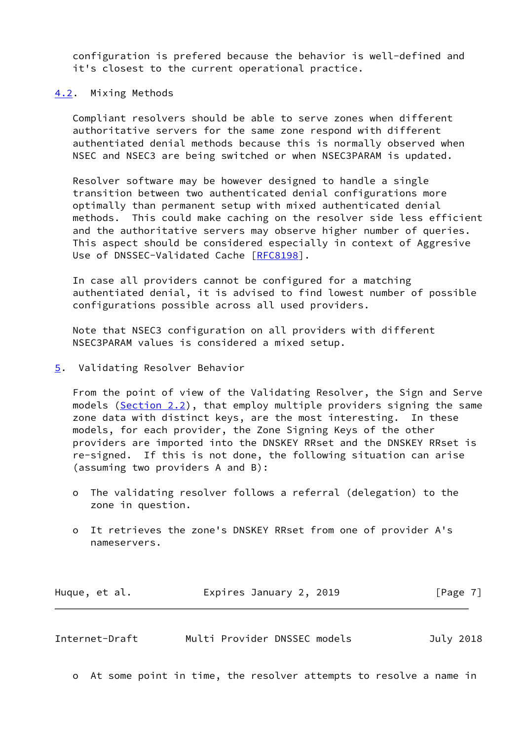configuration is prefered because the behavior is well-defined and it's closest to the current operational practice.

## 4.2. Mixing Methods

Compliant resolvers should be able to serve zones when different authoritative servers for the same zone respond with different authenticated denial methods because this is normally observed when NSEC and NSEC3 are being switched or when NSEC3PARAM is updated.

Resolver software may be however designed to handle a single transition between two authenticated denial configurations more optimally than permanent setup with mixed authenticated denial methods. This could make caching on the resolver side less efficient and the authoritative servers may observe higher number of queries. This aspect should be considered especially in context of Aggresive Use of DNSSEC-Validated Cache [RFC8198].

In case all providers cannot be configured for a matching authenticated denial, it is advised to find lowest number of possible configurations possible across all used providers.

Note that NSEC3 configuration on all providers with different NSEC3PARAM values is considered a mixed setup.

# 5. Validating Resolver Behavior

From the point of view of the Validating Resolver, the Sign and Serve models (Section 2.2), that employ multiple providers signing the same zone data with distinct keys, are the most interesting. In these models, for each provider, the Zone Signing Keys of the other providers are imported into the DNSKEY RRset and the DNSKEY RRset is re-signed. If this is not done, the following situation can arise (assuming two providers A and B):

- The validating resolver follows a referral (delegation) to the zone in question.
- It retrieves the zone's DNSKEY RRset from one of provider A's nameservers.
- At some point in time, the resolver attempts to resolve a name in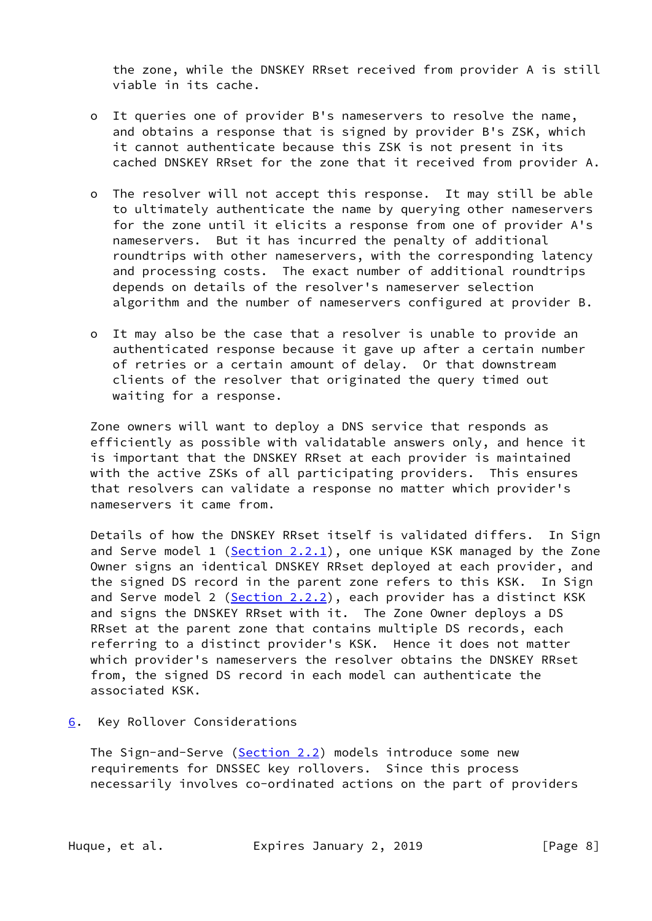the zone, while the DNSKEY RRset received from provider A is still viable in its cache.

- It queries one of provider B's nameservers to resolve the name, and obtains a response that is signed by provider B's ZSK, which it cannot authenticate because this ZSK is not present in its cached DNSKEY RRset for the zone that it received from provider A.

- The resolver will not accept this response. It may still be able to ultimately authenticate the name by querying other nameservers for the zone until it elicits a response from one of provider A's nameservers. But it has incurred the penalty of additional roundtrips with other nameservers, with the corresponding latency and processing costs. The exact number of additional roundtrips depends on details of the resolver's nameserver selection algorithm and the number of nameservers configured at provider B.

- It may also be the case that a resolver is unable to provide an authenticated response because it gave up after a certain number of retries or a certain amount of delay. Or that downstream clients of the resolver that originated the query timed out waiting for a response.

Zone owners will want to deploy a DNS service that responds as efficiently as possible with validatable answers only, and hence it is important that the DNSKEY RRset at each provider is maintained with the active ZSKs of all participating providers. This ensures that resolvers can validate a response no matter which provider's nameservers it came from.

Details of how the DNSKEY RRset itself is validated differs. In Sign and Serve model 1 (Section 2.2.1), one unique KSK managed by the Zone Owner signs an identical DNSKEY RRset deployed at each provider, and the signed DS record in the parent zone refers to this KSK. In Sign and Serve model 2 (Section 2.2.2), each provider has a distinct KSK and signs the DNSKEY RRset with it. The Zone Owner deploys a DS RRset at the parent zone that contains multiple DS records, each referring to a distinct provider's KSK. Hence it does not matter which provider's nameservers the resolver obtains the DNSKEY RRset from, the signed DS record in each model can authenticate the associated KSK.

## 6. Key Rollover Considerations

The Sign-and-Serve (Section 2.2) models introduce some new requirements for DNSSEC key rollovers. Since this process necessarily involves co-ordinated actions on the part of providers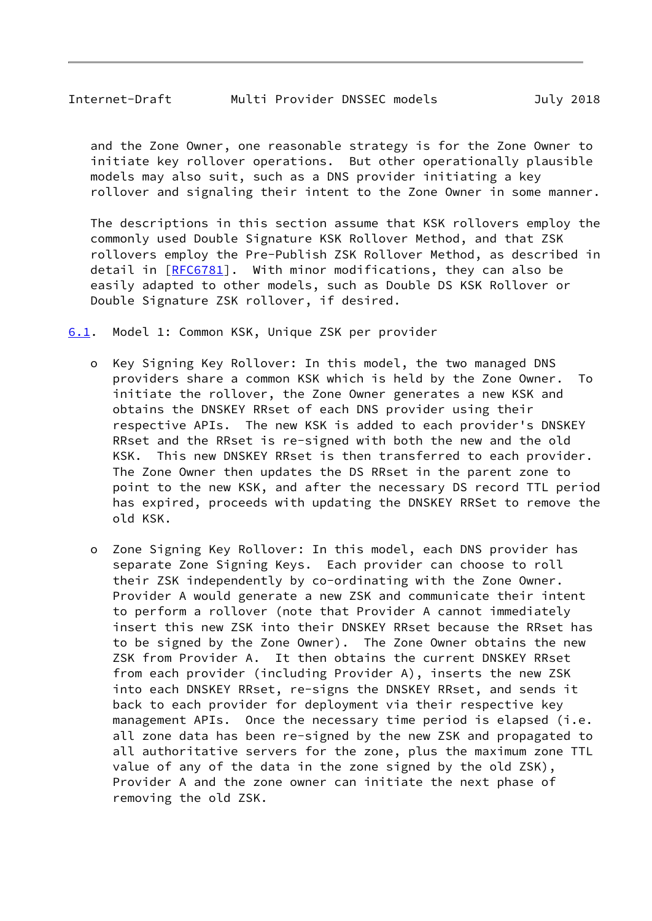and the Zone Owner, one reasonable strategy is for the Zone Owner to initiate key rollover operations. But other operationally plausible models may also suit, such as a DNS provider initiating a key rollover and signaling their intent to the Zone Owner in some manner.

The descriptions in this section assume that KSK rollovers employ the commonly used Double Signature KSK Rollover Method, and that ZSK rollovers employ the Pre-Publish ZSK Rollover Method, as described in detail in [RFC6781]. With minor modifications, they can also be easily adapted to other models, such as Double DS KSK Rollover or Double Signature ZSK rollover, if desired.

### 6.1. Model 1: Common KSK, Unique ZSK per provider

- Key Signing Key Rollover: In this model, the two managed DNS providers share a common KSK which is held by the Zone Owner. To initiate the rollover, the Zone Owner generates a new KSK and obtains the DNSKEY RRset of each DNS provider using their respective APIs. The new KSK is added to each provider's DNSKEY RRset and the RRset is re-signed with both the new and the old KSK. This new DNSKEY RRset is then transferred to each provider. The Zone Owner then updates the DS RRset in the parent zone to point to the new KSK, and after the necessary DS record TTL period has expired, proceeds with updating the DNSKEY RRSet to remove the old KSK.

- Zone Signing Key Rollover: In this model, each DNS provider has separate Zone Signing Keys. Each provider can choose to roll their ZSK independently by co-ordinating with the Zone Owner. Provider A would generate a new ZSK and communicate their intent to perform a rollover (note that Provider A cannot immediately insert this new ZSK into their DNSKEY RRset because the RRset has to be signed by the Zone Owner). The Zone Owner obtains the new ZSK from Provider A. It then obtains the current DNSKEY RRset from each provider (including Provider A), inserts the new ZSK into each DNSKEY RRset, re-signs the DNSKEY RRset, and sends it back to each provider for deployment via their respective key management APIs. Once the necessary time period is elapsed (i.e. all zone data has been re-signed by the new ZSK and propagated to all authoritative servers for the zone, plus the maximum zone TTL value of any of the data in the zone signed by the old ZSK), Provider A and the zone owner can initiate the next phase of removing the old ZSK.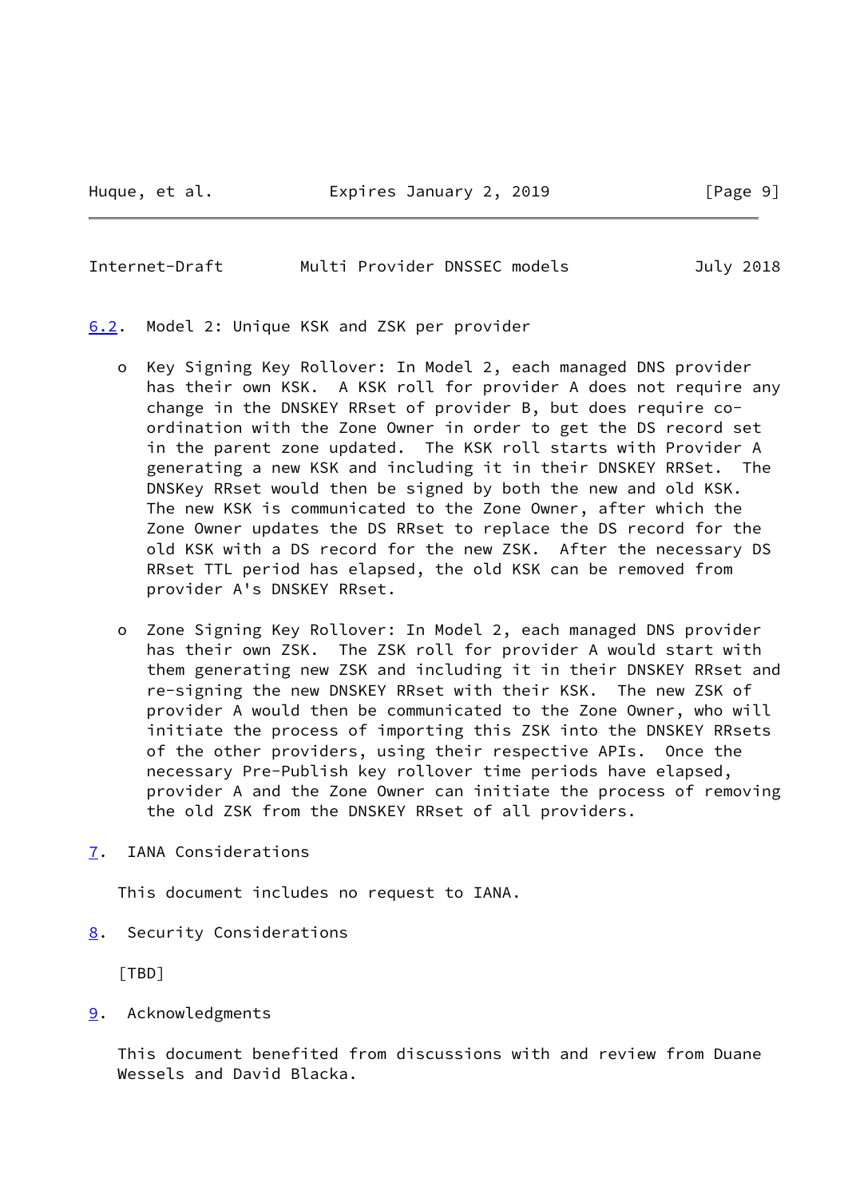### 6.2. Model 2: Unique KSK and ZSK per provider

- Key Signing Key Rollover: In Model 2, each managed DNS provider has their own KSK. A KSK roll for provider A does not require any change in the DNSKEY RRset of provider B, but does require co-ordination with the Zone Owner in order to get the DS record set in the parent zone updated. The KSK roll starts with Provider A generating a new KSK and including it in their DNSKEY RRSet. The DNSKey RRset would then be signed by both the new and old KSK. The new KSK is communicated to the Zone Owner, after which the Zone Owner updates the DS RRset to replace the DS record for the old KSK with a DS record for the new ZSK. After the necessary DS RRset TTL period has elapsed, the old KSK can be removed from provider A's DNSKEY RRset.

- Zone Signing Key Rollover: In Model 2, each managed DNS provider has their own ZSK. The ZSK roll for provider A would start with them generating new ZSK and including it in their DNSKEY RRset and re-signing the new DNSKEY RRset with their KSK. The new ZSK of provider A would then be communicated to the Zone Owner, who will initiate the process of importing this ZSK into the DNSKEY RRsets of the other providers, using their respective APIs. Once the necessary Pre-Publish key rollover time periods have elapsed, provider A and the Zone Owner can initiate the process of removing the old ZSK from the DNSKEY RRset of all providers.

## 7. IANA Considerations

This document includes no request to IANA.

## 8. Security Considerations

[TBD]

## 9. Acknowledgments

This document benefited from discussions with and review from Duane Wessels and David Blacka.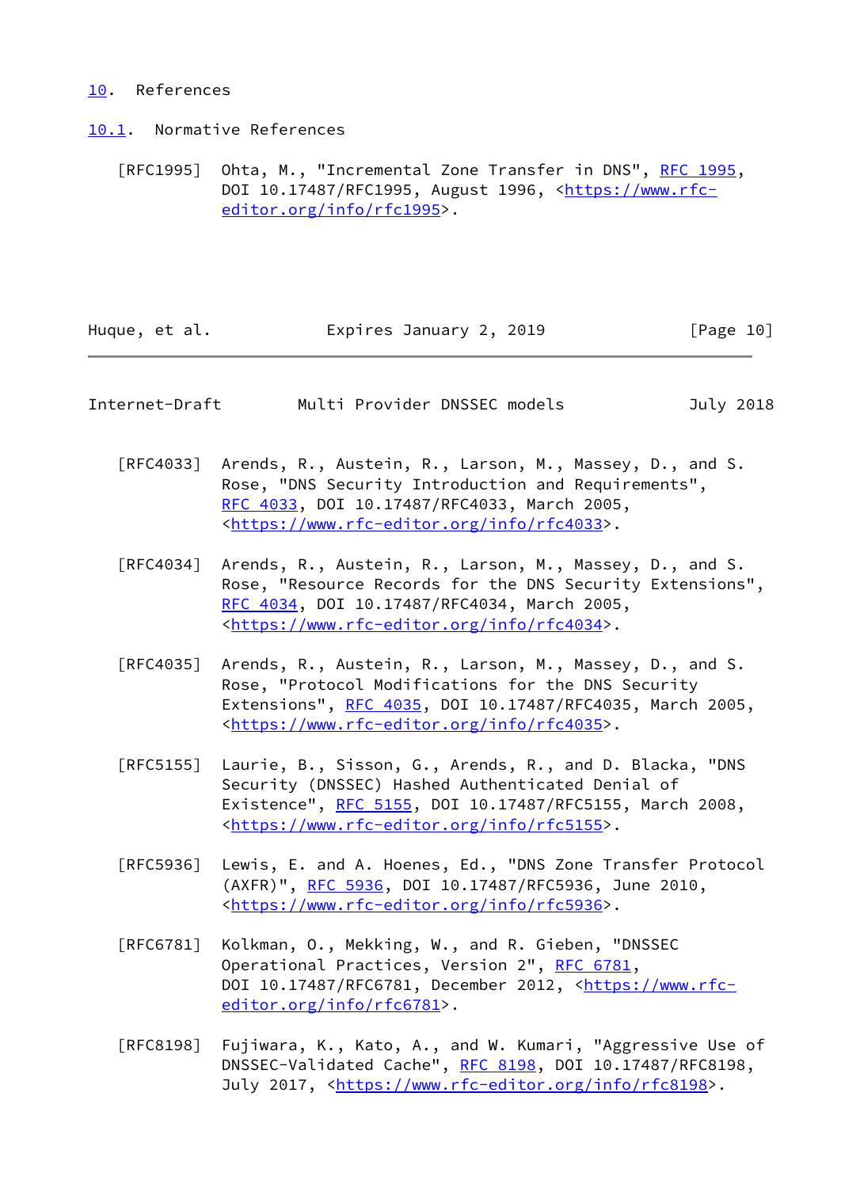# 10. References

## 10.1. Normative References

[RFC1995] Ohta, M., "Incremental Zone Transfer in DNS", RFC 1995, DOI 10.17487/RFC1995, August 1996, <https://www.rfc-editor.org/info/rfc1995>.

[RFC4033] Arends, R., Austein, R., Larson, M., Massey, D., and S. Rose, "DNS Security Introduction and Requirements", RFC 4033, DOI 10.17487/RFC4033, March 2005, <https://www.rfc-editor.org/info/rfc4033>.

[RFC4034] Arends, R., Austein, R., Larson, M., Massey, D., and S. Rose, "Resource Records for the DNS Security Extensions", RFC 4034, DOI 10.17487/RFC4034, March 2005, <https://www.rfc-editor.org/info/rfc4034>.

[RFC4035] Arends, R., Austein, R., Larson, M., Massey, D., and S. Rose, "Protocol Modifications for the DNS Security Extensions", RFC 4035, DOI 10.17487/RFC4035, March 2005, <https://www.rfc-editor.org/info/rfc4035>.

[RFC5155] Laurie, B., Sisson, G., Arends, R., and D. Blacka, "DNS Security (DNSSEC) Hashed Authenticated Denial of Existence", RFC 5155, DOI 10.17487/RFC5155, March 2008, <https://www.rfc-editor.org/info/rfc5155>.

[RFC5936] Lewis, E. and A. Hoenes, Ed., "DNS Zone Transfer Protocol (AXFR)", RFC 5936, DOI 10.17487/RFC5936, June 2010, <https://www.rfc-editor.org/info/rfc5936>.

[RFC6781] Kolkman, O., Mekking, W., and R. Gieben, "DNSSEC Operational Practices, Version 2", RFC 6781, DOI 10.17487/RFC6781, December 2012, <https://www.rfc-editor.org/info/rfc6781>.

[RFC8198] Fujiwara, K., Kato, A., and W. Kumari, "Aggressive Use of DNSSEC-Validated Cache", RFC 8198, DOI 10.17487/RFC8198, July 2017, <https://www.rfc-editor.org/info/rfc8198>.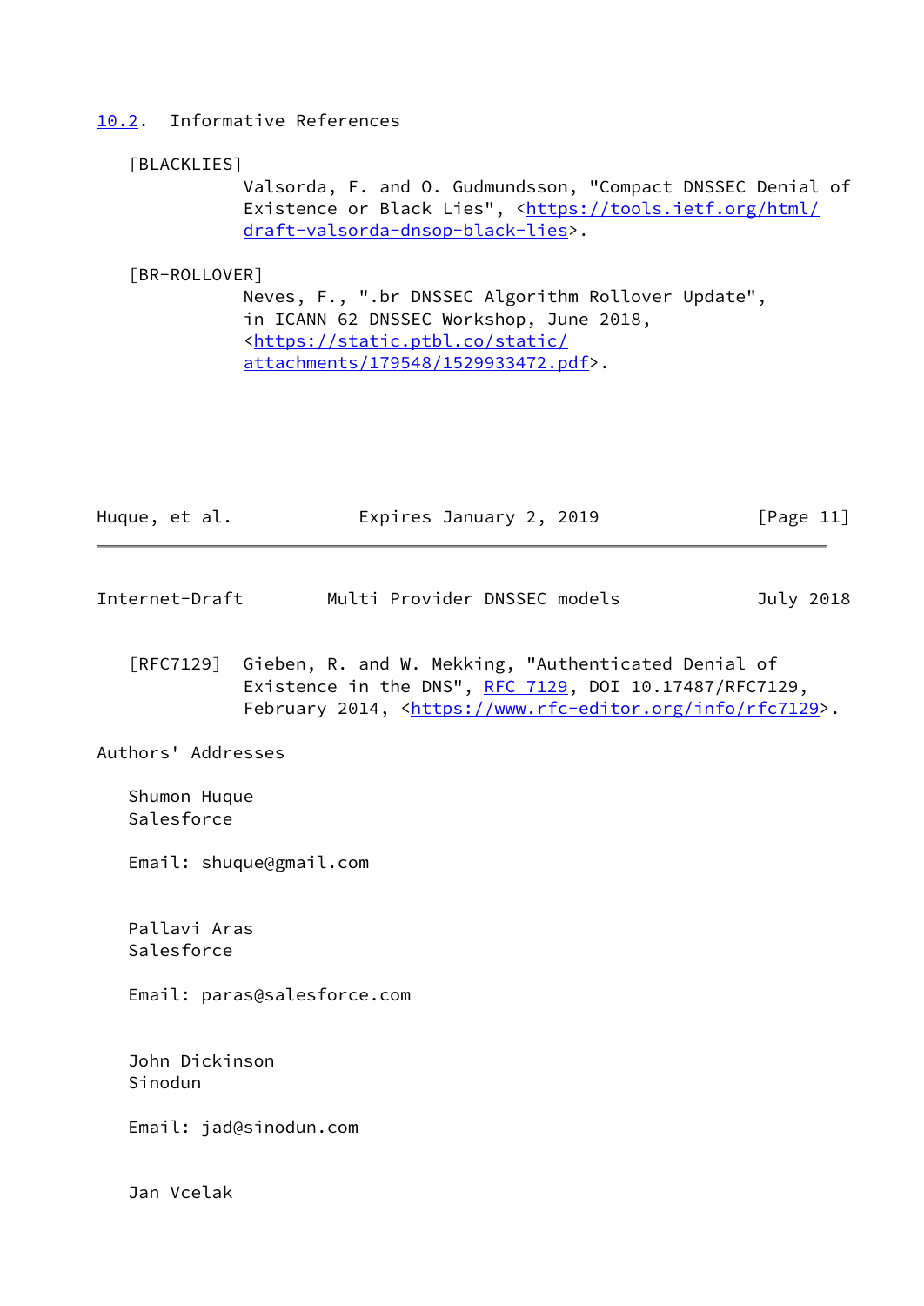## 10.2. Informative References

[BLACKLIES]
Valsorda, F. and O. Gudmundsson, "Compact DNSSEC Denial of Existence or Black Lies", <https://tools.ietf.org/html/draft-valsorda-dnsop-black-lies>.

[BR-ROLLOVER]
Neves, F., ".br DNSSEC Algorithm Rollover Update", in ICANN 62 DNSSEC Workshop, June 2018, <https://static.ptbl.co/static/attachments/179548/1529933472.pdf>.

[RFC7129] Gieben, R. and W. Mekking, "Authenticated Denial of Existence in the DNS", RFC 7129, DOI 10.17487/RFC7129, February 2014, <https://www.rfc-editor.org/info/rfc7129>.

## Authors' Addresses

Shumon Huque
Salesforce

Email: shuque@gmail.com

Pallavi Aras
Salesforce

Email: paras@salesforce.com

John Dickinson
Sinodun

Email: jad@sinodun.com

Jan Vcelak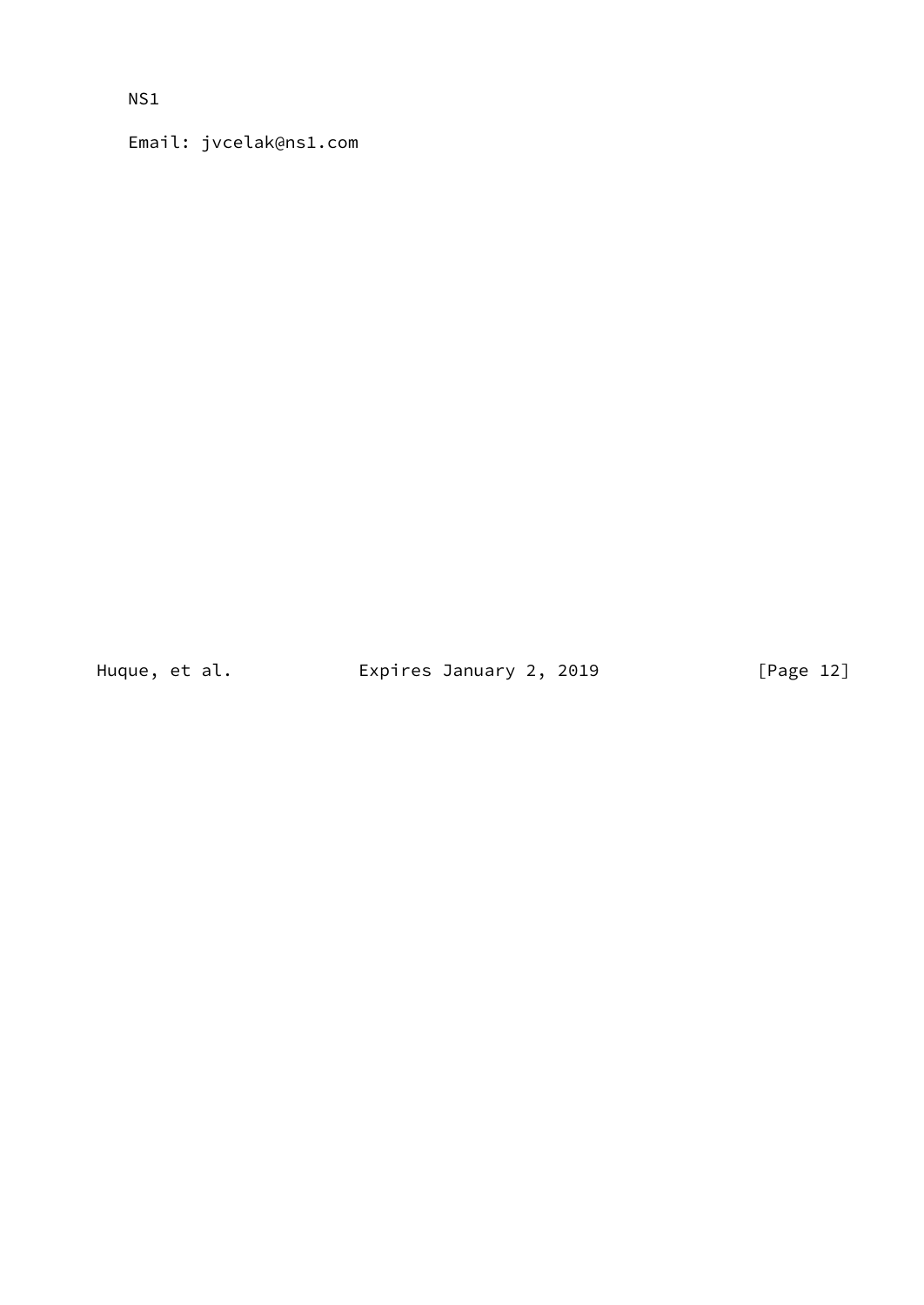NS1

Email: jvcelak@ns1.com